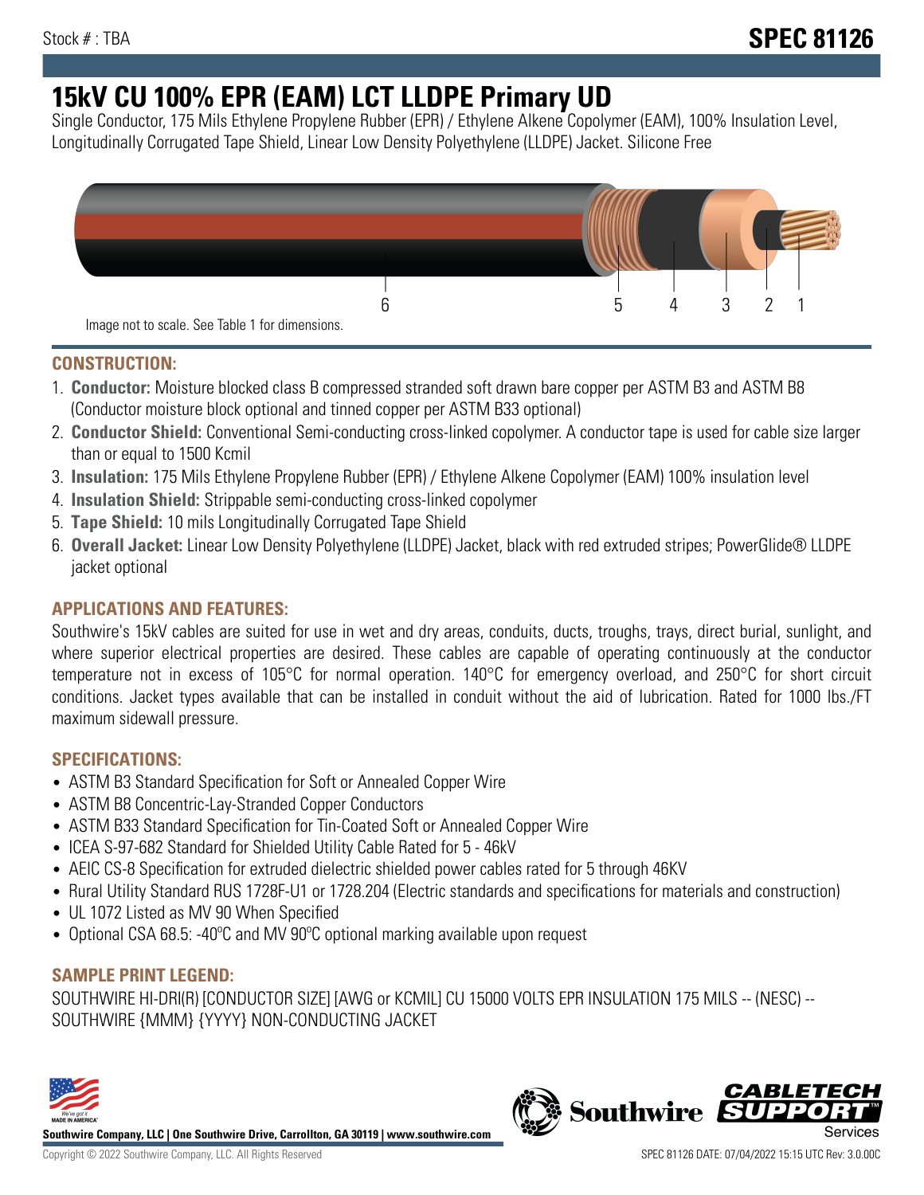Stock # : TBA

# SPEC 81126

# 15kV CU 100% EPR (EAM) LCT LLDPE Primary UD

Single Conductor, 175 Mils Ethylene Propylene Rubber (EPR) / Ethylene Alkene Copolymer (EAM), 100% Insulation Level, Longitudinally Corrugated Tape Shield, Linear Low Density Polyethylene (LLDPE) Jacket. Silicone Free

Image not to scale. See Table 1 for dimensions.

## CONSTRUCTION:

1. **Conductor:** Moisture blocked class B compressed stranded soft drawn bare copper per ASTM B3 and ASTM B8 (Conductor moisture block optional and tinned copper per ASTM B33 optional)
2. **Conductor Shield:** Conventional Semi-conducting cross-linked copolymer. A conductor tape is used for cable size larger than or equal to 1500 Kcmil
3. **Insulation:** 175 Mils Ethylene Propylene Rubber (EPR) / Ethylene Alkene Copolymer (EAM) 100% insulation level
4. **Insulation Shield:** Strippable semi-conducting cross-linked copolymer
5. **Tape Shield:** 10 mils Longitudinally Corrugated Tape Shield
6. **Overall Jacket:** Linear Low Density Polyethylene (LLDPE) Jacket, black with red extruded stripes; PowerGlide® LLDPE jacket optional

## APPLICATIONS AND FEATURES:

Southwire's 15kV cables are suited for use in wet and dry areas, conduits, ducts, troughs, trays, direct burial, sunlight, and where superior electrical properties are desired. These cables are capable of operating continuously at the conductor temperature not in excess of 105°C for normal operation. 140°C for emergency overload, and 250°C for short circuit conditions. Jacket types available that can be installed in conduit without the aid of lubrication. Rated for 1000 lbs./FT maximum sidewall pressure.

## SPECIFICATIONS:

- ASTM B3 Standard Specification for Soft or Annealed Copper Wire
- ASTM B8 Concentric-Lay-Stranded Copper Conductors
- ASTM B33 Standard Specification for Tin-Coated Soft or Annealed Copper Wire
- ICEA S-97-682 Standard for Shielded Utility Cable Rated for 5 - 46kV
- AEIC CS-8 Specification for extruded dielectric shielded power cables rated for 5 through 46KV
- Rural Utility Standard RUS 1728F-U1 or 1728.204 (Electric standards and specifications for materials and construction)
- UL 1072 Listed as MV 90 When Specified
- Optional CSA 68.5: -40ºC and MV 90ºC optional marking available upon request

## SAMPLE PRINT LEGEND:

SOUTHWIRE HI-DRI(R) [CONDUCTOR SIZE] [AWG or KCMIL] CU 15000 VOLTS EPR INSULATION 175 MILS -- (NESC) -- SOUTHWIRE {MMM} {YYYY} NON-CONDUCTING JACKET

**Southwire Company, LLC | One Southwire Drive, Carrollton, GA 30119 | www.southwire.com**

Copyright © 2022 Southwire Company, LLC. All Rights Reserved

SPEC 81126 DATE: 07/04/2022 15:15 UTC Rev: 3.0.00C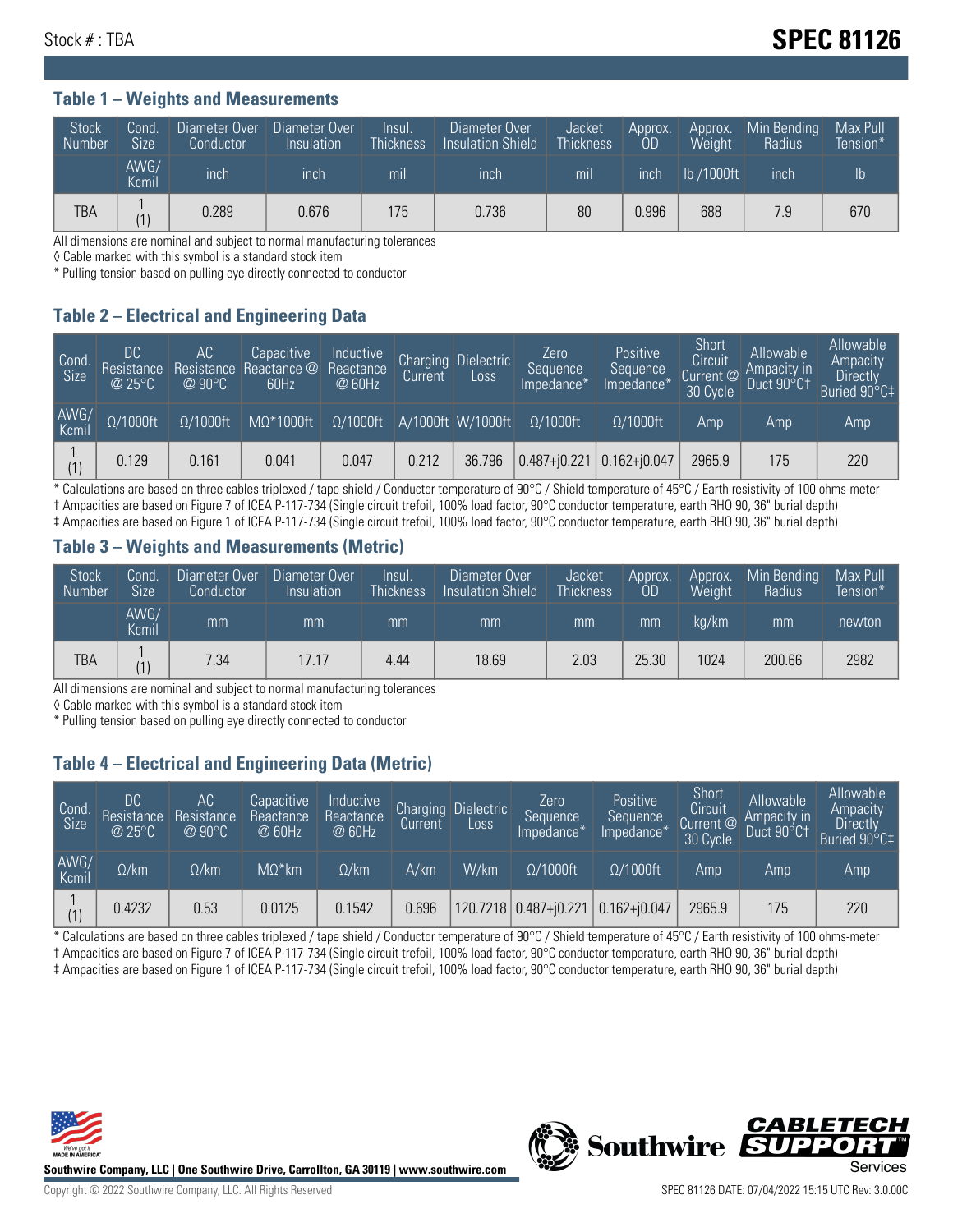Stock # : TBA

# SPEC 81126

### Table 1 – Weights and Measurements

| Stock Number | Cond. Size | Diameter Over Conductor | Diameter Over Insulation | Insul. Thickness | Diameter Over Insulation Shield | Jacket Thickness | Approx. OD | Approx. Weight | Min Bending Radius | Max Pull Tension* |
|---|---|---|---|---|---|---|---|---|---|---|
| | AWG/ Kcmil | inch | inch | mil | inch | mil | inch | lb /1000ft | inch | lb |
| TBA | 1 (1) | 0.289 | 0.676 | 175 | 0.736 | 80 | 0.996 | 688 | 7.9 | 670 |

All dimensions are nominal and subject to normal manufacturing tolerances

◊ Cable marked with this symbol is a standard stock item

* Pulling tension based on pulling eye directly connected to conductor

### Table 2 – Electrical and Engineering Data

| Cond. Size | DC Resistance @ 25°C | AC Resistance @ 90°C | Capacitive Reactance @ 60Hz | Inductive Reactance @ 60Hz | Charging Current | Dielectric Loss | Zero Sequence Impedance* | Positive Sequence Impedance* | Short Circuit Current @ 30 Cycle | Allowable Ampacity in Duct 90°C† | Allowable Ampacity Directly Buried 90°C‡ |
|---|---|---|---|---|---|---|---|---|---|---|---|
| AWG/ Kcmil | Ω/1000ft | Ω/1000ft | MΩ*1000ft | Ω/1000ft | A/1000ft | W/1000ft | Ω/1000ft | Ω/1000ft | Amp | Amp | Amp |
| 1 (1) | 0.129 | 0.161 | 0.041 | 0.047 | 0.212 | 36.796 | 0.487+j0.221 | 0.162+j0.047 | 2965.9 | 175 | 220 |

* Calculations are based on three cables triplexed / tape shield / Conductor temperature of 90°C / Shield temperature of 45°C / Earth resistivity of 100 ohms-meter

† Ampacities are based on Figure 7 of ICEA P-117-734 (Single circuit trefoil, 100% load factor, 90°C conductor temperature, earth RHO 90, 36" burial depth)

‡ Ampacities are based on Figure 1 of ICEA P-117-734 (Single circuit trefoil, 100% load factor, 90°C conductor temperature, earth RHO 90, 36" burial depth)

### Table 3 – Weights and Measurements (Metric)

| Stock Number | Cond. Size | Diameter Over Conductor | Diameter Over Insulation | Insul. Thickness | Diameter Over Insulation Shield | Jacket Thickness | Approx. OD | Approx. Weight | Min Bending Radius | Max Pull Tension* |
|---|---|---|---|---|---|---|---|---|---|---|
| | AWG/ Kcmil | mm | mm | mm | mm | mm | mm | kg/km | mm | newton |
| TBA | 1 (1) | 7.34 | 17.17 | 4.44 | 18.69 | 2.03 | 25.30 | 1024 | 200.66 | 2982 |

All dimensions are nominal and subject to normal manufacturing tolerances

◊ Cable marked with this symbol is a standard stock item

* Pulling tension based on pulling eye directly connected to conductor

### Table 4 – Electrical and Engineering Data (Metric)

| Cond. Size | DC Resistance @ 25°C | AC Resistance @ 90°C | Capacitive Reactance @ 60Hz | Inductive Reactance @ 60Hz | Charging Current | Dielectric Loss | Zero Sequence Impedance* | Positive Sequence Impedance* | Short Circuit Current @ 30 Cycle | Allowable Ampacity in Duct 90°C† | Allowable Ampacity Directly Buried 90°C‡ |
|---|---|---|---|---|---|---|---|---|---|---|---|
| AWG/ Kcmil | Ω/km | Ω/km | MΩ*km | Ω/km | A/km | W/km | Ω/1000ft | Ω/1000ft | Amp | Amp | Amp |
| 1 (1) | 0.4232 | 0.53 | 0.0125 | 0.1542 | 0.696 | 120.7218 | 0.487+j0.221 | 0.162+j0.047 | 2965.9 | 175 | 220 |

* Calculations are based on three cables triplexed / tape shield / Conductor temperature of 90°C / Shield temperature of 45°C / Earth resistivity of 100 ohms-meter

† Ampacities are based on Figure 7 of ICEA P-117-734 (Single circuit trefoil, 100% load factor, 90°C conductor temperature, earth RHO 90, 36" burial depth)

‡ Ampacities are based on Figure 1 of ICEA P-117-734 (Single circuit trefoil, 100% load factor, 90°C conductor temperature, earth RHO 90, 36" burial depth)

Southwire Company, LLC | One Southwire Drive, Carrollton, GA 30119 | www.southwire.com

Copyright © 2022 Southwire Company, LLC. All Rights Reserved

SPEC 81126 DATE: 07/04/2022 15:15 UTC Rev: 3.0.00C